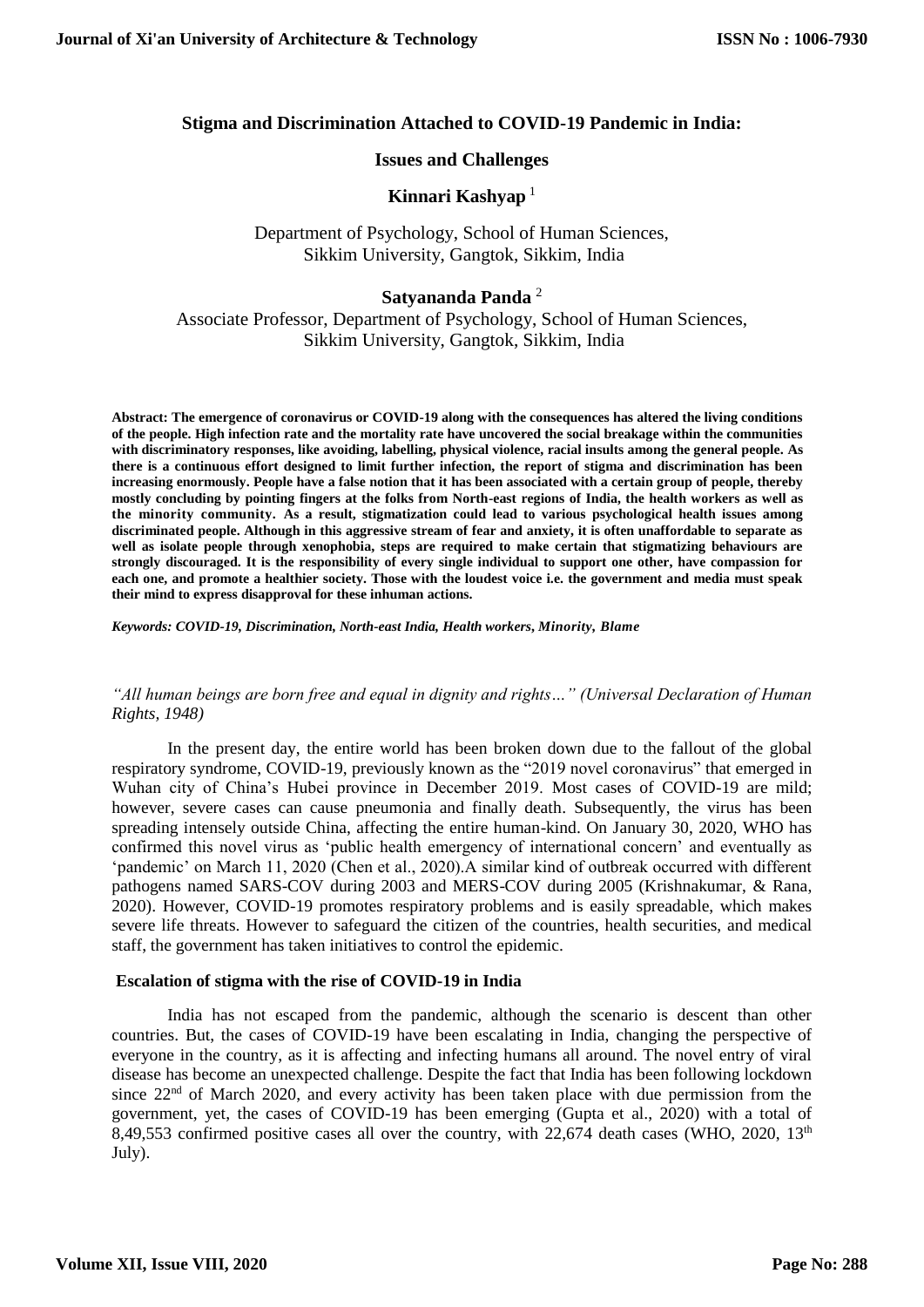# Stigma and Discrimination Attached to COVID-19 Pandemic in India: Issues and Challenges

**Kinnari Kashyap** [1]

Department of Psychology, School of Human Sciences, Sikkim University, Gangtok, Sikkim, India

**Satyananda Panda** [2]

Associate Professor, Department of Psychology, School of Human Sciences, Sikkim University, Gangtok, Sikkim, India

**Abstract: The emergence of coronavirus or COVID-19 along with the consequences has altered the living conditions of the people. High infection rate and the mortality rate have uncovered the social breakage within the communities with discriminatory responses, like avoiding, labelling, physical violence, racial insults among the general people. As there is a continuous effort designed to limit further infection, the report of stigma and discrimination has been increasing enormously. People have a false notion that it has been associated with a certain group of people, thereby mostly concluding by pointing fingers at the folks from North-east regions of India, the health workers as well as the minority community. As a result, stigmatization could lead to various psychological health issues among discriminated people. Although in this aggressive stream of fear and anxiety, it is often unaffordable to separate as well as isolate people through xenophobia, steps are required to make certain that stigmatizing behaviours are strongly discouraged. It is the responsibility of every single individual to support one other, have compassion for each one, and promote a healthier society. Those with the loudest voice i.e. the government and media must speak their mind to express disapproval for these inhuman actions.**

***Keywords: COVID-19, Discrimination, North-east India, Health workers, Minority, Blame***

*"All human beings are born free and equal in dignity and rights…" (Universal Declaration of Human Rights, 1948)*

In the present day, the entire world has been broken down due to the fallout of the global respiratory syndrome, COVID-19, previously known as the "2019 novel coronavirus" that emerged in Wuhan city of China's Hubei province in December 2019. Most cases of COVID-19 are mild; however, severe cases can cause pneumonia and finally death. Subsequently, the virus has been spreading intensely outside China, affecting the entire human-kind. On January 30, 2020, WHO has confirmed this novel virus as 'public health emergency of international concern' and eventually as 'pandemic' on March 11, 2020 (Chen et al., 2020).A similar kind of outbreak occurred with different pathogens named SARS-COV during 2003 and MERS-COV during 2005 (Krishnakumar, & Rana, 2020). However, COVID-19 promotes respiratory problems and is easily spreadable, which makes severe life threats. However to safeguard the citizen of the countries, health securities, and medical staff, the government has taken initiatives to control the epidemic.

## Escalation of stigma with the rise of COVID-19 in India

India has not escaped from the pandemic, although the scenario is descent than other countries. But, the cases of COVID-19 have been escalating in India, changing the perspective of everyone in the country, as it is affecting and infecting humans all around. The novel entry of viral disease has become an unexpected challenge. Despite the fact that India has been following lockdown since 22nd of March 2020, and every activity has been taken place with due permission from the government, yet, the cases of COVID-19 has been emerging (Gupta et al., 2020) with a total of 8,49,553 confirmed positive cases all over the country, with 22,674 death cases (WHO, 2020, 13th July).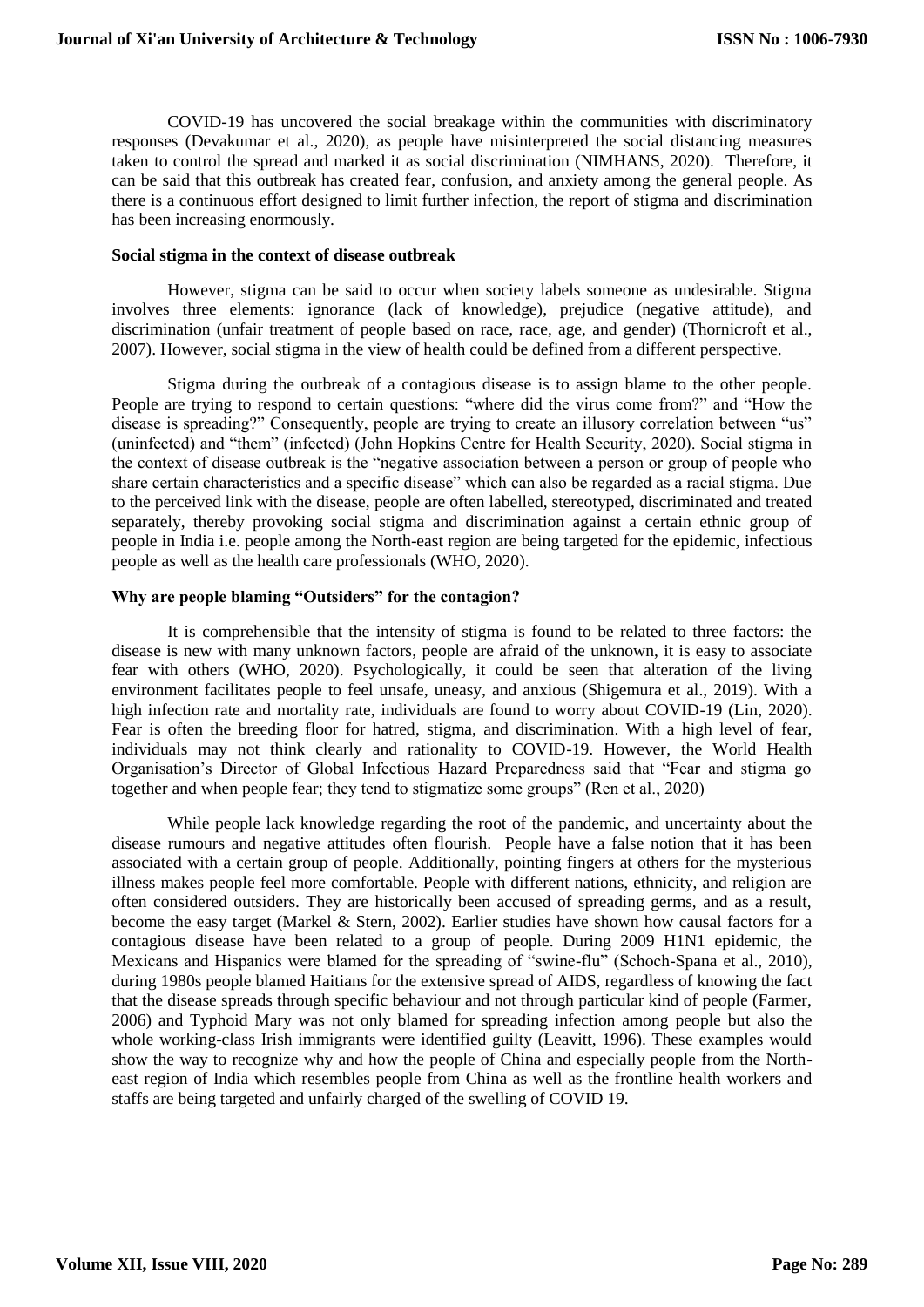COVID-19 has uncovered the social breakage within the communities with discriminatory responses (Devakumar et al., 2020), as people have misinterpreted the social distancing measures taken to control the spread and marked it as social discrimination (NIMHANS, 2020). Therefore, it can be said that this outbreak has created fear, confusion, and anxiety among the general people. As there is a continuous effort designed to limit further infection, the report of stigma and discrimination has been increasing enormously.

**Social stigma in the context of disease outbreak**

However, stigma can be said to occur when society labels someone as undesirable. Stigma involves three elements: ignorance (lack of knowledge), prejudice (negative attitude), and discrimination (unfair treatment of people based on race, race, age, and gender) (Thornicroft et al., 2007). However, social stigma in the view of health could be defined from a different perspective.

Stigma during the outbreak of a contagious disease is to assign blame to the other people. People are trying to respond to certain questions: "where did the virus come from?" and "How the disease is spreading?" Consequently, people are trying to create an illusory correlation between "us" (uninfected) and "them" (infected) (John Hopkins Centre for Health Security, 2020). Social stigma in the context of disease outbreak is the "negative association between a person or group of people who share certain characteristics and a specific disease" which can also be regarded as a racial stigma. Due to the perceived link with the disease, people are often labelled, stereotyped, discriminated and treated separately, thereby provoking social stigma and discrimination against a certain ethnic group of people in India i.e. people among the North-east region are being targeted for the epidemic, infectious people as well as the health care professionals (WHO, 2020).

**Why are people blaming "Outsiders" for the contagion?**

It is comprehensible that the intensity of stigma is found to be related to three factors: the disease is new with many unknown factors, people are afraid of the unknown, it is easy to associate fear with others (WHO, 2020). Psychologically, it could be seen that alteration of the living environment facilitates people to feel unsafe, uneasy, and anxious (Shigemura et al., 2019). With a high infection rate and mortality rate, individuals are found to worry about COVID-19 (Lin, 2020). Fear is often the breeding floor for hatred, stigma, and discrimination. With a high level of fear, individuals may not think clearly and rationality to COVID-19. However, the World Health Organisation's Director of Global Infectious Hazard Preparedness said that "Fear and stigma go together and when people fear; they tend to stigmatize some groups" (Ren et al., 2020)

While people lack knowledge regarding the root of the pandemic, and uncertainty about the disease rumours and negative attitudes often flourish. People have a false notion that it has been associated with a certain group of people. Additionally, pointing fingers at others for the mysterious illness makes people feel more comfortable. People with different nations, ethnicity, and religion are often considered outsiders. They are historically been accused of spreading germs, and as a result, become the easy target (Markel & Stern, 2002). Earlier studies have shown how causal factors for a contagious disease have been related to a group of people. During 2009 H1N1 epidemic, the Mexicans and Hispanics were blamed for the spreading of "swine-flu" (Schoch-Spana et al., 2010), during 1980s people blamed Haitians for the extensive spread of AIDS, regardless of knowing the fact that the disease spreads through specific behaviour and not through particular kind of people (Farmer, 2006) and Typhoid Mary was not only blamed for spreading infection among people but also the whole working-class Irish immigrants were identified guilty (Leavitt, 1996). These examples would show the way to recognize why and how the people of China and especially people from the North-east region of India which resembles people from China as well as the frontline health workers and staffs are being targeted and unfairly charged of the swelling of COVID 19.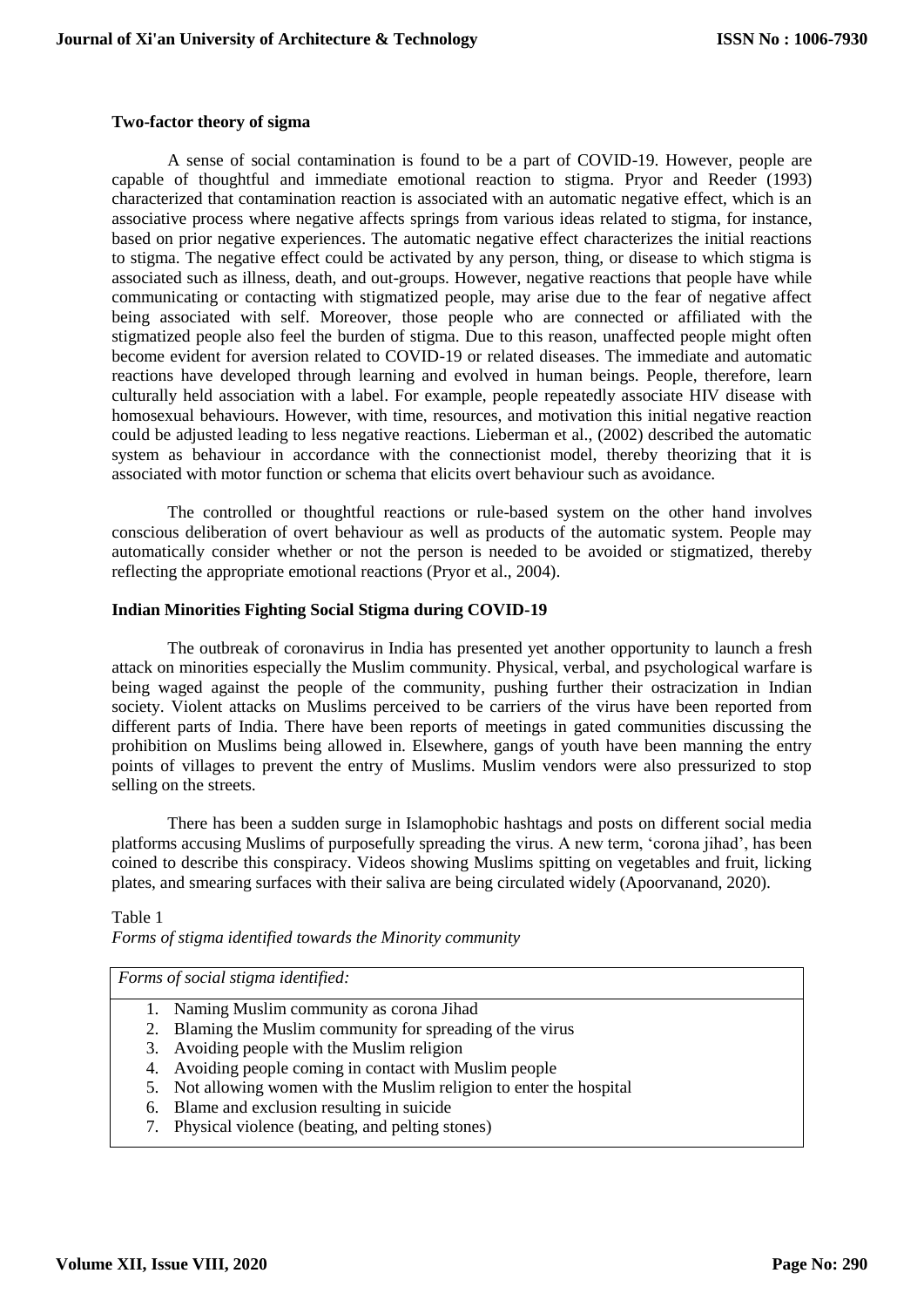**Two-factor theory of sigma**

A sense of social contamination is found to be a part of COVID-19. However, people are capable of thoughtful and immediate emotional reaction to stigma. Pryor and Reeder (1993) characterized that contamination reaction is associated with an automatic negative effect, which is an associative process where negative affects springs from various ideas related to stigma, for instance, based on prior negative experiences. The automatic negative effect characterizes the initial reactions to stigma. The negative effect could be activated by any person, thing, or disease to which stigma is associated such as illness, death, and out-groups. However, negative reactions that people have while communicating or contacting with stigmatized people, may arise due to the fear of negative affect being associated with self. Moreover, those people who are connected or affiliated with the stigmatized people also feel the burden of stigma. Due to this reason, unaffected people might often become evident for aversion related to COVID-19 or related diseases. The immediate and automatic reactions have developed through learning and evolved in human beings. People, therefore, learn culturally held association with a label. For example, people repeatedly associate HIV disease with homosexual behaviours. However, with time, resources, and motivation this initial negative reaction could be adjusted leading to less negative reactions. Lieberman et al., (2002) described the automatic system as behaviour in accordance with the connectionist model, thereby theorizing that it is associated with motor function or schema that elicits overt behaviour such as avoidance.

The controlled or thoughtful reactions or rule-based system on the other hand involves conscious deliberation of overt behaviour as well as products of the automatic system. People may automatically consider whether or not the person is needed to be avoided or stigmatized, thereby reflecting the appropriate emotional reactions (Pryor et al., 2004).

**Indian Minorities Fighting Social Stigma during COVID-19**

The outbreak of coronavirus in India has presented yet another opportunity to launch a fresh attack on minorities especially the Muslim community. Physical, verbal, and psychological warfare is being waged against the people of the community, pushing further their ostracization in Indian society. Violent attacks on Muslims perceived to be carriers of the virus have been reported from different parts of India. There have been reports of meetings in gated communities discussing the prohibition on Muslims being allowed in. Elsewhere, gangs of youth have been manning the entry points of villages to prevent the entry of Muslims. Muslim vendors were also pressurized to stop selling on the streets.

There has been a sudden surge in Islamophobic hashtags and posts on different social media platforms accusing Muslims of purposefully spreading the virus. A new term, 'corona jihad', has been coined to describe this conspiracy. Videos showing Muslims spitting on vegetables and fruit, licking plates, and smearing surfaces with their saliva are being circulated widely (Apoorvanand, 2020).

Table 1

*Forms of stigma identified towards the Minority community*

| *Forms of social stigma identified:* |
|---|
| 1. Naming Muslim community as corona Jihad<br>2. Blaming the Muslim community for spreading of the virus<br>3. Avoiding people with the Muslim religion<br>4. Avoiding people coming in contact with Muslim people<br>5. Not allowing women with the Muslim religion to enter the hospital<br>6. Blame and exclusion resulting in suicide<br>7. Physical violence (beating, and pelting stones) |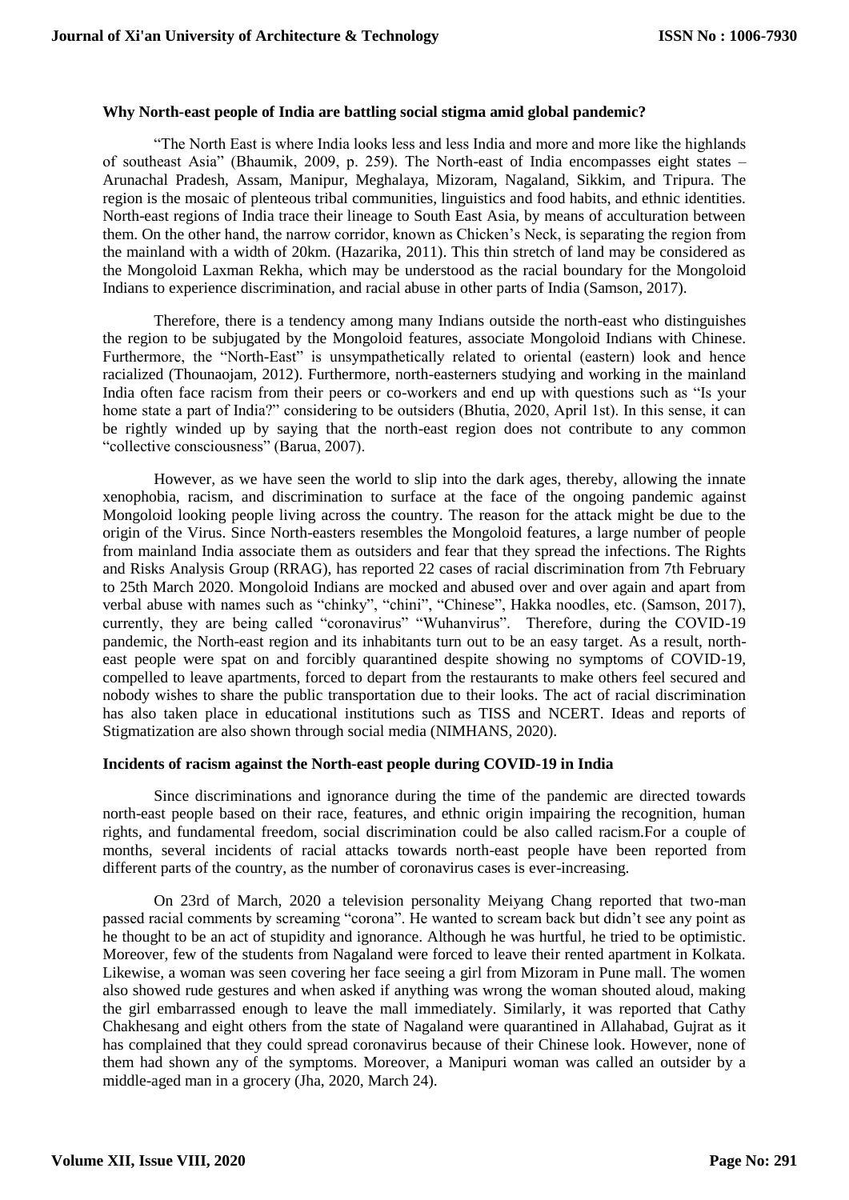### Why North-east people of India are battling social stigma amid global pandemic?

"The North East is where India looks less and less India and more and more like the highlands of southeast Asia" (Bhaumik, 2009, p. 259). The North-east of India encompasses eight states – Arunachal Pradesh, Assam, Manipur, Meghalaya, Mizoram, Nagaland, Sikkim, and Tripura. The region is the mosaic of plenteous tribal communities, linguistics and food habits, and ethnic identities. North-east regions of India trace their lineage to South East Asia, by means of acculturation between them. On the other hand, the narrow corridor, known as Chicken's Neck, is separating the region from the mainland with a width of 20km. (Hazarika, 2011). This thin stretch of land may be considered as the Mongoloid Laxman Rekha, which may be understood as the racial boundary for the Mongoloid Indians to experience discrimination, and racial abuse in other parts of India (Samson, 2017).

Therefore, there is a tendency among many Indians outside the north-east who distinguishes the region to be subjugated by the Mongoloid features, associate Mongoloid Indians with Chinese. Furthermore, the "North-East" is unsympathetically related to oriental (eastern) look and hence racialized (Thounaojam, 2012). Furthermore, north-easterners studying and working in the mainland India often face racism from their peers or co-workers and end up with questions such as "Is your home state a part of India?" considering to be outsiders (Bhutia, 2020, April 1st). In this sense, it can be rightly winded up by saying that the north-east region does not contribute to any common "collective consciousness" (Barua, 2007).

However, as we have seen the world to slip into the dark ages, thereby, allowing the innate xenophobia, racism, and discrimination to surface at the face of the ongoing pandemic against Mongoloid looking people living across the country. The reason for the attack might be due to the origin of the Virus. Since North-easters resembles the Mongoloid features, a large number of people from mainland India associate them as outsiders and fear that they spread the infections. The Rights and Risks Analysis Group (RRAG), has reported 22 cases of racial discrimination from 7th February to 25th March 2020. Mongoloid Indians are mocked and abused over and over again and apart from verbal abuse with names such as "chinky", "chini", "Chinese", Hakka noodles, etc. (Samson, 2017), currently, they are being called "coronavirus" "Wuhanvirus". Therefore, during the COVID-19 pandemic, the North-east region and its inhabitants turn out to be an easy target. As a result, north-east people were spat on and forcibly quarantined despite showing no symptoms of COVID-19, compelled to leave apartments, forced to depart from the restaurants to make others feel secured and nobody wishes to share the public transportation due to their looks. The act of racial discrimination has also taken place in educational institutions such as TISS and NCERT. Ideas and reports of Stigmatization are also shown through social media (NIMHANS, 2020).

### Incidents of racism against the North-east people during COVID-19 in India

Since discriminations and ignorance during the time of the pandemic are directed towards north-east people based on their race, features, and ethnic origin impairing the recognition, human rights, and fundamental freedom, social discrimination could be also called racism.For a couple of months, several incidents of racial attacks towards north-east people have been reported from different parts of the country, as the number of coronavirus cases is ever-increasing.

On 23rd of March, 2020 a television personality Meiyang Chang reported that two-man passed racial comments by screaming "corona". He wanted to scream back but didn't see any point as he thought to be an act of stupidity and ignorance. Although he was hurtful, he tried to be optimistic. Moreover, few of the students from Nagaland were forced to leave their rented apartment in Kolkata. Likewise, a woman was seen covering her face seeing a girl from Mizoram in Pune mall. The women also showed rude gestures and when asked if anything was wrong the woman shouted aloud, making the girl embarrassed enough to leave the mall immediately. Similarly, it was reported that Cathy Chakhesang and eight others from the state of Nagaland were quarantined in Allahabad, Gujrat as it has complained that they could spread coronavirus because of their Chinese look. However, none of them had shown any of the symptoms. Moreover, a Manipuri woman was called an outsider by a middle-aged man in a grocery (Jha, 2020, March 24).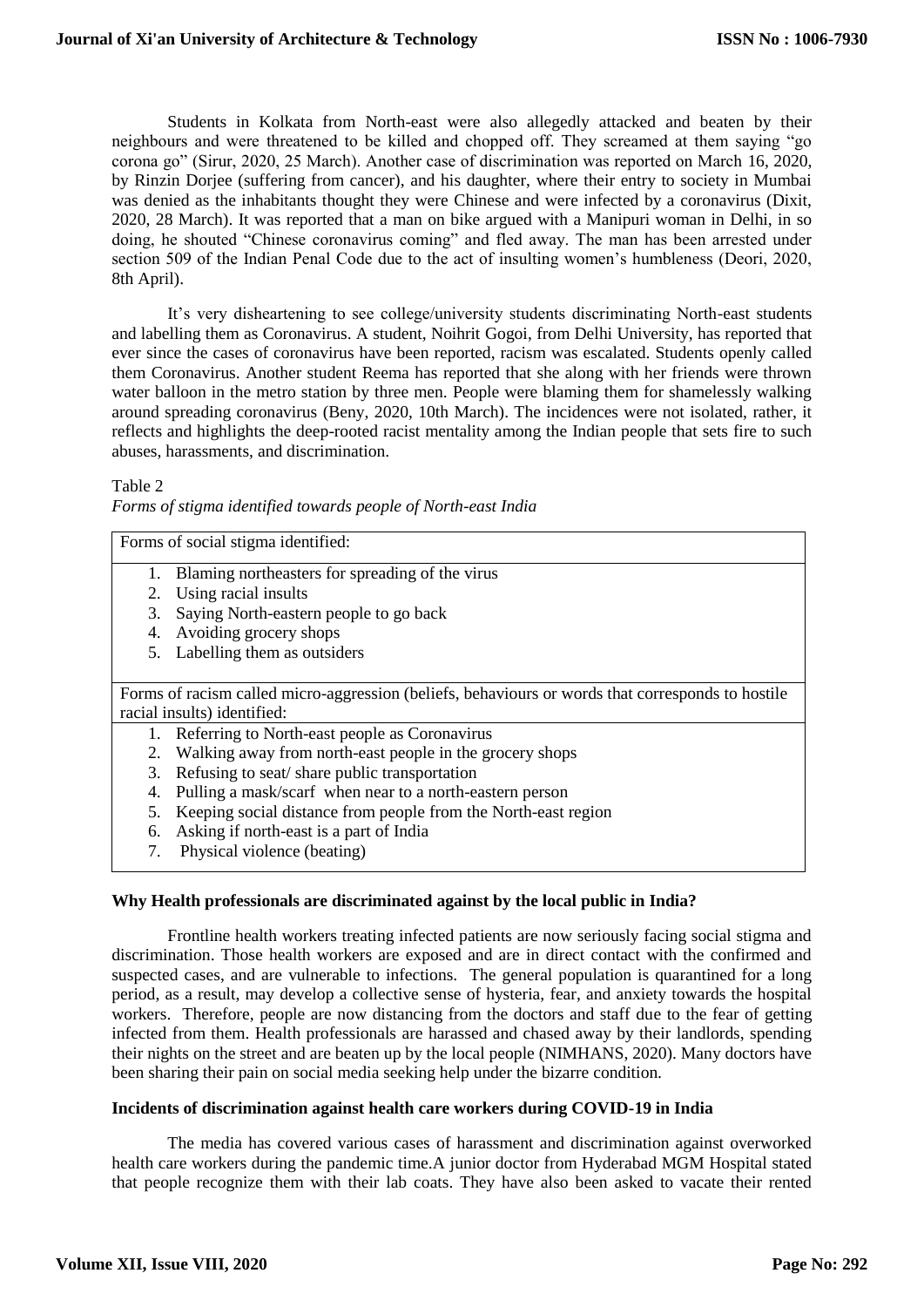Students in Kolkata from North-east were also allegedly attacked and beaten by their neighbours and were threatened to be killed and chopped off. They screamed at them saying "go corona go" (Sirur, 2020, 25 March). Another case of discrimination was reported on March 16, 2020, by Rinzin Dorjee (suffering from cancer), and his daughter, where their entry to society in Mumbai was denied as the inhabitants thought they were Chinese and were infected by a coronavirus (Dixit, 2020, 28 March). It was reported that a man on bike argued with a Manipuri woman in Delhi, in so doing, he shouted "Chinese coronavirus coming" and fled away. The man has been arrested under section 509 of the Indian Penal Code due to the act of insulting women's humbleness (Deori, 2020, 8th April).

It's very disheartening to see college/university students discriminating North-east students and labelling them as Coronavirus. A student, Noihrit Gogoi, from Delhi University, has reported that ever since the cases of coronavirus have been reported, racism was escalated. Students openly called them Coronavirus. Another student Reema has reported that she along with her friends were thrown water balloon in the metro station by three men. People were blaming them for shamelessly walking around spreading coronavirus (Beny, 2020, 10th March). The incidences were not isolated, rather, it reflects and highlights the deep-rooted racist mentality among the Indian people that sets fire to such abuses, harassments, and discrimination.

Table 2

*Forms of stigma identified towards people of North-east India*

| Forms of social stigma identified: |
|---|
| 1. Blaming northeasters for spreading of the virus<br>2. Using racial insults<br>3. Saying North-eastern people to go back<br>4. Avoiding grocery shops<br>5. Labelling them as outsiders |
| Forms of racism called micro-aggression (beliefs, behaviours or words that corresponds to hostile racial insults) identified: |
| 1. Referring to North-east people as Coronavirus<br>2. Walking away from north-east people in the grocery shops<br>3. Refusing to seat/ share public transportation<br>4. Pulling a mask/scarf when near to a north-eastern person<br>5. Keeping social distance from people from the North-east region<br>6. Asking if north-east is a part of India<br>7. Physical violence (beating) |

**Why Health professionals are discriminated against by the local public in India?**

Frontline health workers treating infected patients are now seriously facing social stigma and discrimination. Those health workers are exposed and are in direct contact with the confirmed and suspected cases, and are vulnerable to infections. The general population is quarantined for a long period, as a result, may develop a collective sense of hysteria, fear, and anxiety towards the hospital workers. Therefore, people are now distancing from the doctors and staff due to the fear of getting infected from them. Health professionals are harassed and chased away by their landlords, spending their nights on the street and are beaten up by the local people (NIMHANS, 2020). Many doctors have been sharing their pain on social media seeking help under the bizarre condition.

**Incidents of discrimination against health care workers during COVID-19 in India**

The media has covered various cases of harassment and discrimination against overworked health care workers during the pandemic time.A junior doctor from Hyderabad MGM Hospital stated that people recognize them with their lab coats. They have also been asked to vacate their rented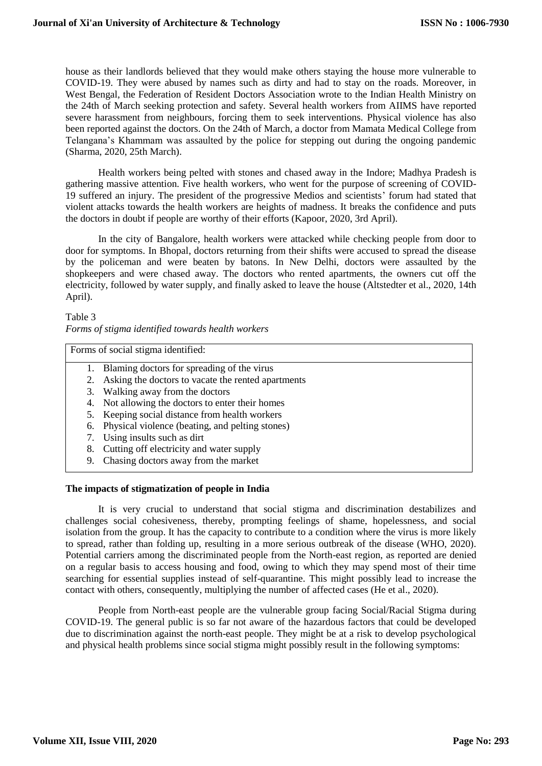house as their landlords believed that they would make others staying the house more vulnerable to COVID-19. They were abused by names such as dirty and had to stay on the roads. Moreover, in West Bengal, the Federation of Resident Doctors Association wrote to the Indian Health Ministry on the 24th of March seeking protection and safety. Several health workers from AIIMS have reported severe harassment from neighbours, forcing them to seek interventions. Physical violence has also been reported against the doctors. On the 24th of March, a doctor from Mamata Medical College from Telangana's Khammam was assaulted by the police for stepping out during the ongoing pandemic (Sharma, 2020, 25th March).

Health workers being pelted with stones and chased away in the Indore; Madhya Pradesh is gathering massive attention. Five health workers, who went for the purpose of screening of COVID-19 suffered an injury. The president of the progressive Medios and scientists' forum had stated that violent attacks towards the health workers are heights of madness. It breaks the confidence and puts the doctors in doubt if people are worthy of their efforts (Kapoor, 2020, 3rd April).

In the city of Bangalore, health workers were attacked while checking people from door to door for symptoms. In Bhopal, doctors returning from their shifts were accused to spread the disease by the policeman and were beaten by batons. In New Delhi, doctors were assaulted by the shopkeepers and were chased away. The doctors who rented apartments, the owners cut off the electricity, followed by water supply, and finally asked to leave the house (Altstedter et al., 2020, 14th April).

Table 3

*Forms of stigma identified towards health workers*

| Forms of social stigma identified: |
| --- |
| 1. Blaming doctors for spreading of the virus<br>2. Asking the doctors to vacate the rented apartments<br>3. Walking away from the doctors<br>4. Not allowing the doctors to enter their homes<br>5. Keeping social distance from health workers<br>6. Physical violence (beating, and pelting stones)<br>7. Using insults such as dirt<br>8. Cutting off electricity and water supply<br>9. Chasing doctors away from the market |

**The impacts of stigmatization of people in India**

It is very crucial to understand that social stigma and discrimination destabilizes and challenges social cohesiveness, thereby, prompting feelings of shame, hopelessness, and social isolation from the group. It has the capacity to contribute to a condition where the virus is more likely to spread, rather than folding up, resulting in a more serious outbreak of the disease (WHO, 2020). Potential carriers among the discriminated people from the North-east region, as reported are denied on a regular basis to access housing and food, owing to which they may spend most of their time searching for essential supplies instead of self-quarantine. This might possibly lead to increase the contact with others, consequently, multiplying the number of affected cases (He et al., 2020).

People from North-east people are the vulnerable group facing Social/Racial Stigma during COVID-19. The general public is so far not aware of the hazardous factors that could be developed due to discrimination against the north-east people. They might be at a risk to develop psychological and physical health problems since social stigma might possibly result in the following symptoms: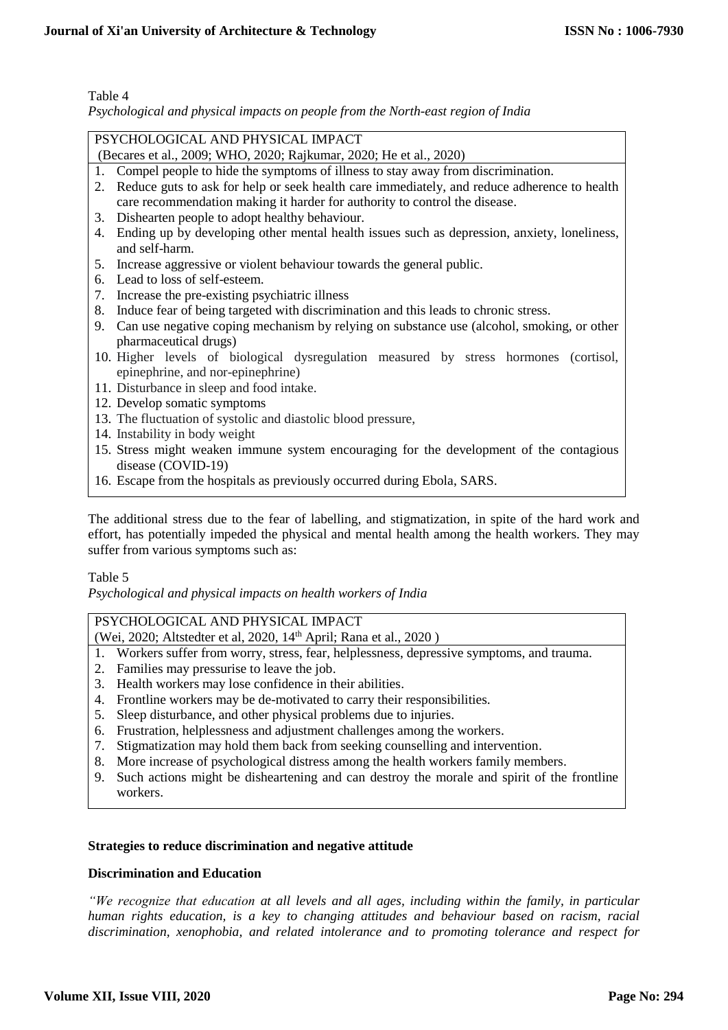Table 4

*Psychological and physical impacts on people from the North-east region of India*

| PSYCHOLOGICAL AND PHYSICAL IMPACT (Becares et al., 2009; WHO, 2020; Rajkumar, 2020; He et al., 2020) |
|---|
| 1. Compel people to hide the symptoms of illness to stay away from discrimination. |
| 2. Reduce guts to ask for help or seek health care immediately, and reduce adherence to health care recommendation making it harder for authority to control the disease. |
| 3. Dishearten people to adopt healthy behaviour. |
| 4. Ending up by developing other mental health issues such as depression, anxiety, loneliness, and self-harm. |
| 5. Increase aggressive or violent behaviour towards the general public. |
| 6. Lead to loss of self-esteem. |
| 7. Increase the pre-existing psychiatric illness |
| 8. Induce fear of being targeted with discrimination and this leads to chronic stress. |
| 9. Can use negative coping mechanism by relying on substance use (alcohol, smoking, or other pharmaceutical drugs) |
| 10. Higher levels of biological dysregulation measured by stress hormones (cortisol, epinephrine, and nor-epinephrine) |
| 11. Disturbance in sleep and food intake. |
| 12. Develop somatic symptoms |
| 13. The fluctuation of systolic and diastolic blood pressure, |
| 14. Instability in body weight |
| 15. Stress might weaken immune system encouraging for the development of the contagious disease (COVID-19) |
| 16. Escape from the hospitals as previously occurred during Ebola, SARS. |

The additional stress due to the fear of labelling, and stigmatization, in spite of the hard work and effort, has potentially impeded the physical and mental health among the health workers. They may suffer from various symptoms such as:

Table 5

*Psychological and physical impacts on health workers of India*

| PSYCHOLOGICAL AND PHYSICAL IMPACT (Wei, 2020; Altstedter et al, 2020, 14th April; Rana et al., 2020 ) |
|---|
| 1. Workers suffer from worry, stress, fear, helplessness, depressive symptoms, and trauma. |
| 2. Families may pressurise to leave the job. |
| 3. Health workers may lose confidence in their abilities. |
| 4. Frontline workers may be de-motivated to carry their responsibilities. |
| 5. Sleep disturbance, and other physical problems due to injuries. |
| 6. Frustration, helplessness and adjustment challenges among the workers. |
| 7. Stigmatization may hold them back from seeking counselling and intervention. |
| 8. More increase of psychological distress among the health workers family members. |
| 9. Such actions might be disheartening and can destroy the morale and spirit of the frontline workers. |

**Strategies to reduce discrimination and negative attitude**

**Discrimination and Education**

*"We recognize that education at all levels and all ages, including within the family, in particular human rights education, is a key to changing attitudes and behaviour based on racism, racial discrimination, xenophobia, and related intolerance and to promoting tolerance and respect for*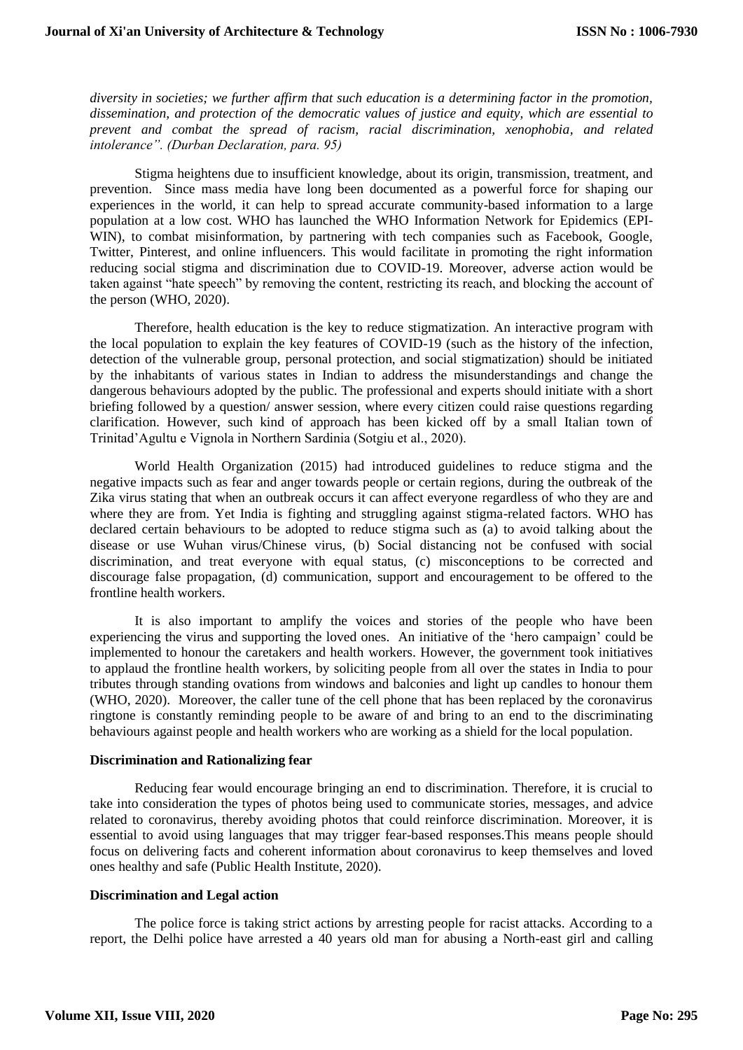*diversity in societies; we further affirm that such education is a determining factor in the promotion, dissemination, and protection of the democratic values of justice and equity, which are essential to prevent and combat the spread of racism, racial discrimination, xenophobia, and related intolerance". (Durban Declaration, para. 95)*

Stigma heightens due to insufficient knowledge, about its origin, transmission, treatment, and prevention. Since mass media have long been documented as a powerful force for shaping our experiences in the world, it can help to spread accurate community-based information to a large population at a low cost. WHO has launched the WHO Information Network for Epidemics (EPI-WIN), to combat misinformation, by partnering with tech companies such as Facebook, Google, Twitter, Pinterest, and online influencers. This would facilitate in promoting the right information reducing social stigma and discrimination due to COVID-19. Moreover, adverse action would be taken against "hate speech" by removing the content, restricting its reach, and blocking the account of the person (WHO, 2020).

Therefore, health education is the key to reduce stigmatization. An interactive program with the local population to explain the key features of COVID-19 (such as the history of the infection, detection of the vulnerable group, personal protection, and social stigmatization) should be initiated by the inhabitants of various states in Indian to address the misunderstandings and change the dangerous behaviours adopted by the public. The professional and experts should initiate with a short briefing followed by a question/ answer session, where every citizen could raise questions regarding clarification. However, such kind of approach has been kicked off by a small Italian town of Trinitad'Agultu e Vignola in Northern Sardinia (Sotgiu et al., 2020).

World Health Organization (2015) had introduced guidelines to reduce stigma and the negative impacts such as fear and anger towards people or certain regions, during the outbreak of the Zika virus stating that when an outbreak occurs it can affect everyone regardless of who they are and where they are from. Yet India is fighting and struggling against stigma-related factors. WHO has declared certain behaviours to be adopted to reduce stigma such as (a) to avoid talking about the disease or use Wuhan virus/Chinese virus, (b) Social distancing not be confused with social discrimination, and treat everyone with equal status, (c) misconceptions to be corrected and discourage false propagation, (d) communication, support and encouragement to be offered to the frontline health workers.

It is also important to amplify the voices and stories of the people who have been experiencing the virus and supporting the loved ones. An initiative of the 'hero campaign' could be implemented to honour the caretakers and health workers. However, the government took initiatives to applaud the frontline health workers, by soliciting people from all over the states in India to pour tributes through standing ovations from windows and balconies and light up candles to honour them (WHO, 2020). Moreover, the caller tune of the cell phone that has been replaced by the coronavirus ringtone is constantly reminding people to be aware of and bring to an end to the discriminating behaviours against people and health workers who are working as a shield for the local population.

**Discrimination and Rationalizing fear**

Reducing fear would encourage bringing an end to discrimination. Therefore, it is crucial to take into consideration the types of photos being used to communicate stories, messages, and advice related to coronavirus, thereby avoiding photos that could reinforce discrimination. Moreover, it is essential to avoid using languages that may trigger fear-based responses.This means people should focus on delivering facts and coherent information about coronavirus to keep themselves and loved ones healthy and safe (Public Health Institute, 2020).

**Discrimination and Legal action**

The police force is taking strict actions by arresting people for racist attacks. According to a report, the Delhi police have arrested a 40 years old man for abusing a North-east girl and calling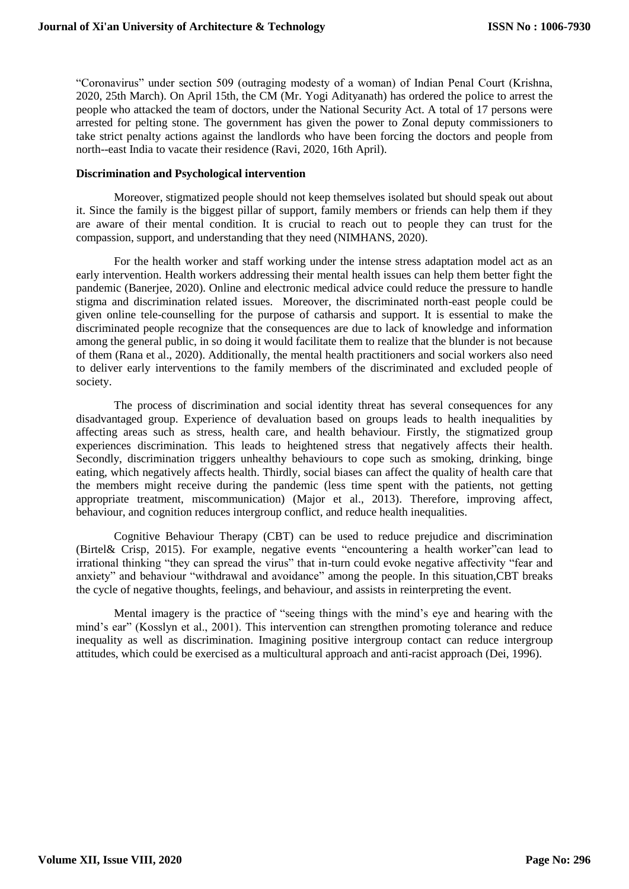"Coronavirus" under section 509 (outraging modesty of a woman) of Indian Penal Court (Krishna, 2020, 25th March). On April 15th, the CM (Mr. Yogi Adityanath) has ordered the police to arrest the people who attacked the team of doctors, under the National Security Act. A total of 17 persons were arrested for pelting stone. The government has given the power to Zonal deputy commissioners to take strict penalty actions against the landlords who have been forcing the doctors and people from north--east India to vacate their residence (Ravi, 2020, 16th April).

**Discrimination and Psychological intervention**

Moreover, stigmatized people should not keep themselves isolated but should speak out about it. Since the family is the biggest pillar of support, family members or friends can help them if they are aware of their mental condition. It is crucial to reach out to people they can trust for the compassion, support, and understanding that they need (NIMHANS, 2020).

For the health worker and staff working under the intense stress adaptation model act as an early intervention. Health workers addressing their mental health issues can help them better fight the pandemic (Banerjee, 2020). Online and electronic medical advice could reduce the pressure to handle stigma and discrimination related issues. Moreover, the discriminated north-east people could be given online tele-counselling for the purpose of catharsis and support. It is essential to make the discriminated people recognize that the consequences are due to lack of knowledge and information among the general public, in so doing it would facilitate them to realize that the blunder is not because of them (Rana et al., 2020). Additionally, the mental health practitioners and social workers also need to deliver early interventions to the family members of the discriminated and excluded people of society.

The process of discrimination and social identity threat has several consequences for any disadvantaged group. Experience of devaluation based on groups leads to health inequalities by affecting areas such as stress, health care, and health behaviour. Firstly, the stigmatized group experiences discrimination. This leads to heightened stress that negatively affects their health. Secondly, discrimination triggers unhealthy behaviours to cope such as smoking, drinking, binge eating, which negatively affects health. Thirdly, social biases can affect the quality of health care that the members might receive during the pandemic (less time spent with the patients, not getting appropriate treatment, miscommunication) (Major et al., 2013). Therefore, improving affect, behaviour, and cognition reduces intergroup conflict, and reduce health inequalities.

Cognitive Behaviour Therapy (CBT) can be used to reduce prejudice and discrimination (Birtel& Crisp, 2015). For example, negative events "encountering a health worker"can lead to irrational thinking "they can spread the virus" that in-turn could evoke negative affectivity "fear and anxiety" and behaviour "withdrawal and avoidance" among the people. In this situation,CBT breaks the cycle of negative thoughts, feelings, and behaviour, and assists in reinterpreting the event.

Mental imagery is the practice of "seeing things with the mind's eye and hearing with the mind's ear" (Kosslyn et al., 2001). This intervention can strengthen promoting tolerance and reduce inequality as well as discrimination. Imagining positive intergroup contact can reduce intergroup attitudes, which could be exercised as a multicultural approach and anti-racist approach (Dei, 1996).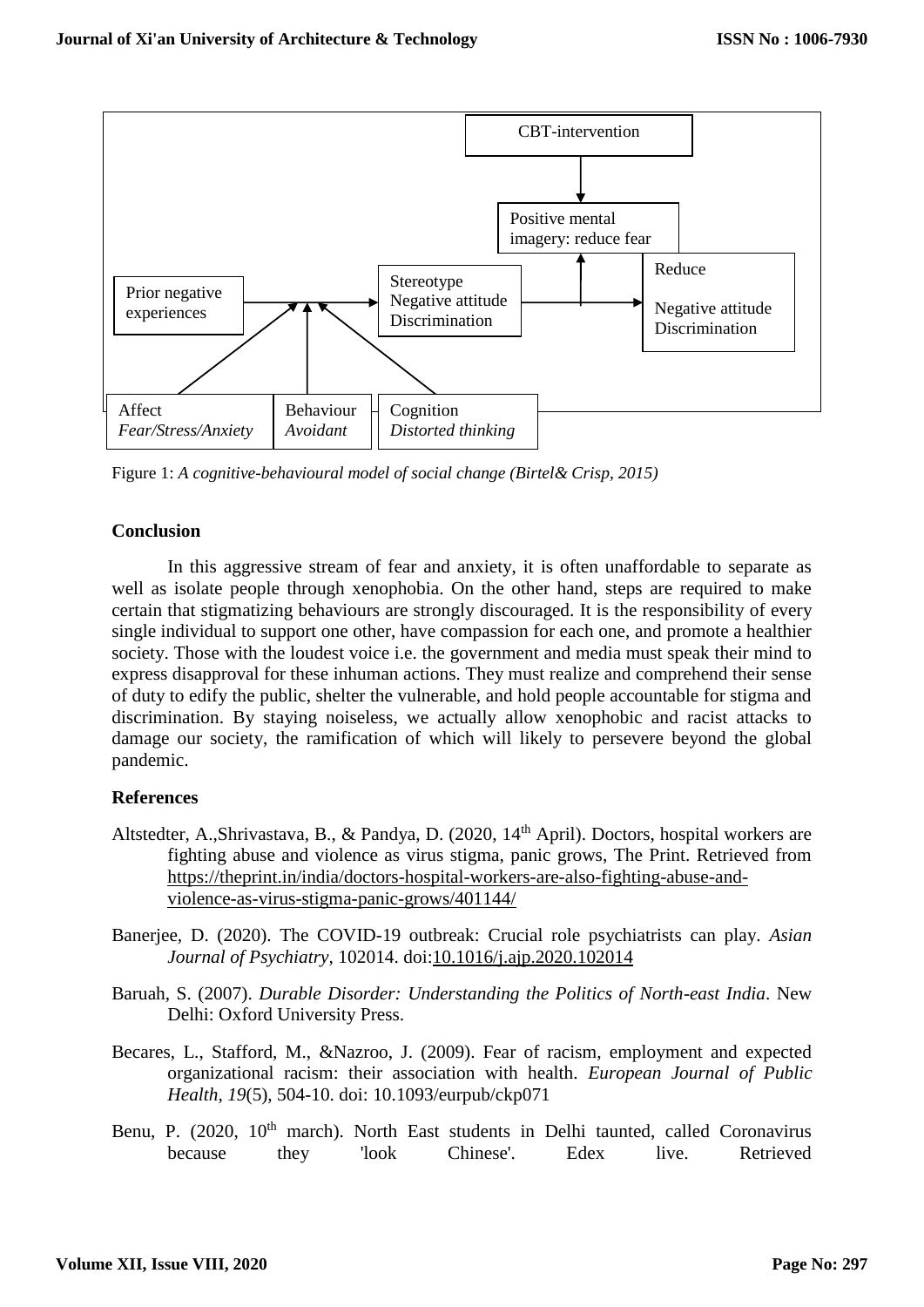CBT-intervention

Positive mental imagery: reduce fear

Prior negative experiences

Stereotype
Negative attitude
Discrimination

Reduce

Negative attitude
Discrimination

Affect
*Fear/Stress/Anxiety*

Behaviour
*Avoidant*

Cognition
*Distorted thinking*

Figure 1: *A cognitive-behavioural model of social change (Birtel& Crisp, 2015)*

## Conclusion

In this aggressive stream of fear and anxiety, it is often unaffordable to separate as well as isolate people through xenophobia. On the other hand, steps are required to make certain that stigmatizing behaviours are strongly discouraged. It is the responsibility of every single individual to support one other, have compassion for each one, and promote a healthier society. Those with the loudest voice i.e. the government and media must speak their mind to express disapproval for these inhuman actions. They must realize and comprehend their sense of duty to edify the public, shelter the vulnerable, and hold people accountable for stigma and discrimination. By staying noiseless, we actually allow xenophobic and racist attacks to damage our society, the ramification of which will likely to persevere beyond the global pandemic.

## References

Altstedter, A.,Shrivastava, B., & Pandya, D. (2020, 14th April). Doctors, hospital workers are fighting abuse and violence as virus stigma, panic grows, The Print. Retrieved from https://theprint.in/india/doctors-hospital-workers-are-also-fighting-abuse-and-violence-as-virus-stigma-panic-grows/401144/

Banerjee, D. (2020). The COVID-19 outbreak: Crucial role psychiatrists can play. *Asian Journal of Psychiatry*, 102014. doi:10.1016/j.ajp.2020.102014

Baruah, S. (2007). *Durable Disorder: Understanding the Politics of North-east India*. New Delhi: Oxford University Press.

Becares, L., Stafford, M., &Nazroo, J. (2009). Fear of racism, employment and expected organizational racism: their association with health. *European Journal of Public Health, 19*(5), 504-10. doi: 10.1093/eurpub/ckp071

Benu, P. (2020, 10th march). North East students in Delhi taunted, called Coronavirus because they 'look Chinese'. Edex live. Retrieved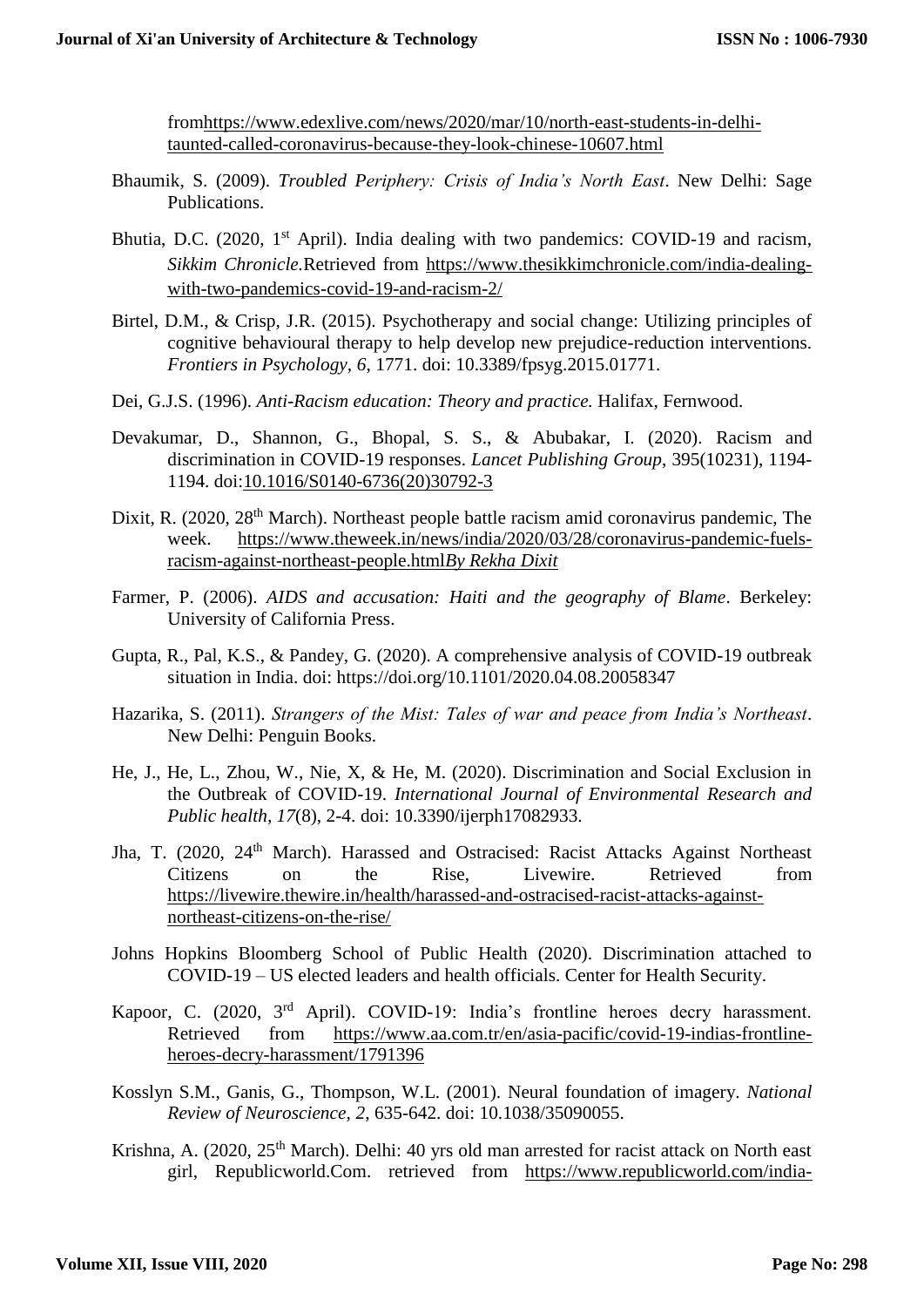fromhttps://www.edexlive.com/news/2020/mar/10/north-east-students-in-delhi-taunted-called-coronavirus-because-they-look-chinese-10607.html

Bhaumik, S. (2009). *Troubled Periphery: Crisis of India's North East*. New Delhi: Sage Publications.

Bhutia, D.C. (2020, 1st April). India dealing with two pandemics: COVID-19 and racism, *Sikkim Chronicle.*Retrieved from https://www.thesikkimchronicle.com/india-dealing-with-two-pandemics-covid-19-and-racism-2/

Birtel, D.M., & Crisp, J.R. (2015). Psychotherapy and social change: Utilizing principles of cognitive behavioural therapy to help develop new prejudice-reduction interventions. *Frontiers in Psychology, 6*, 1771. doi: 10.3389/fpsyg.2015.01771.

Dei, G.J.S. (1996). *Anti-Racism education: Theory and practice.* Halifax, Fernwood.

Devakumar, D., Shannon, G., Bhopal, S. S., & Abubakar, I. (2020). Racism and discrimination in COVID-19 responses. *Lancet Publishing Group*, 395(10231), 1194-1194. doi:10.1016/S0140-6736(20)30792-3

Dixit, R. (2020, 28th March). Northeast people battle racism amid coronavirus pandemic, The week. https://www.theweek.in/news/india/2020/03/28/coronavirus-pandemic-fuels-racism-against-northeast-people.html*By Rekha Dixit*

Farmer, P. (2006). *AIDS and accusation: Haiti and the geography of Blame*. Berkeley: University of California Press.

Gupta, R., Pal, K.S., & Pandey, G. (2020). A comprehensive analysis of COVID-19 outbreak situation in India. doi: https://doi.org/10.1101/2020.04.08.20058347

Hazarika, S. (2011). *Strangers of the Mist: Tales of war and peace from India's Northeast*. New Delhi: Penguin Books.

He, J., He, L., Zhou, W., Nie, X, & He, M. (2020). Discrimination and Social Exclusion in the Outbreak of COVID-19. *International Journal of Environmental Research and Public health, 17*(8), 2-4. doi: 10.3390/ijerph17082933.

Jha, T. (2020, 24th March). Harassed and Ostracised: Racist Attacks Against Northeast Citizens on the Rise, Livewire. Retrieved from https://livewire.thewire.in/health/harassed-and-ostracised-racist-attacks-against-northeast-citizens-on-the-rise/

Johns Hopkins Bloomberg School of Public Health (2020). Discrimination attached to COVID-19 – US elected leaders and health officials. Center for Health Security.

Kapoor, C. (2020, 3rd April). COVID-19: India's frontline heroes decry harassment. Retrieved from https://www.aa.com.tr/en/asia-pacific/covid-19-indias-frontline-heroes-decry-harassment/1791396

Kosslyn S.M., Ganis, G., Thompson, W.L. (2001). Neural foundation of imagery. *National Review of Neuroscience, 2*, 635-642. doi: 10.1038/35090055.

Krishna, A. (2020, 25th March). Delhi: 40 yrs old man arrested for racist attack on North east girl, Republicworld.Com. retrieved from https://www.republicworld.com/india-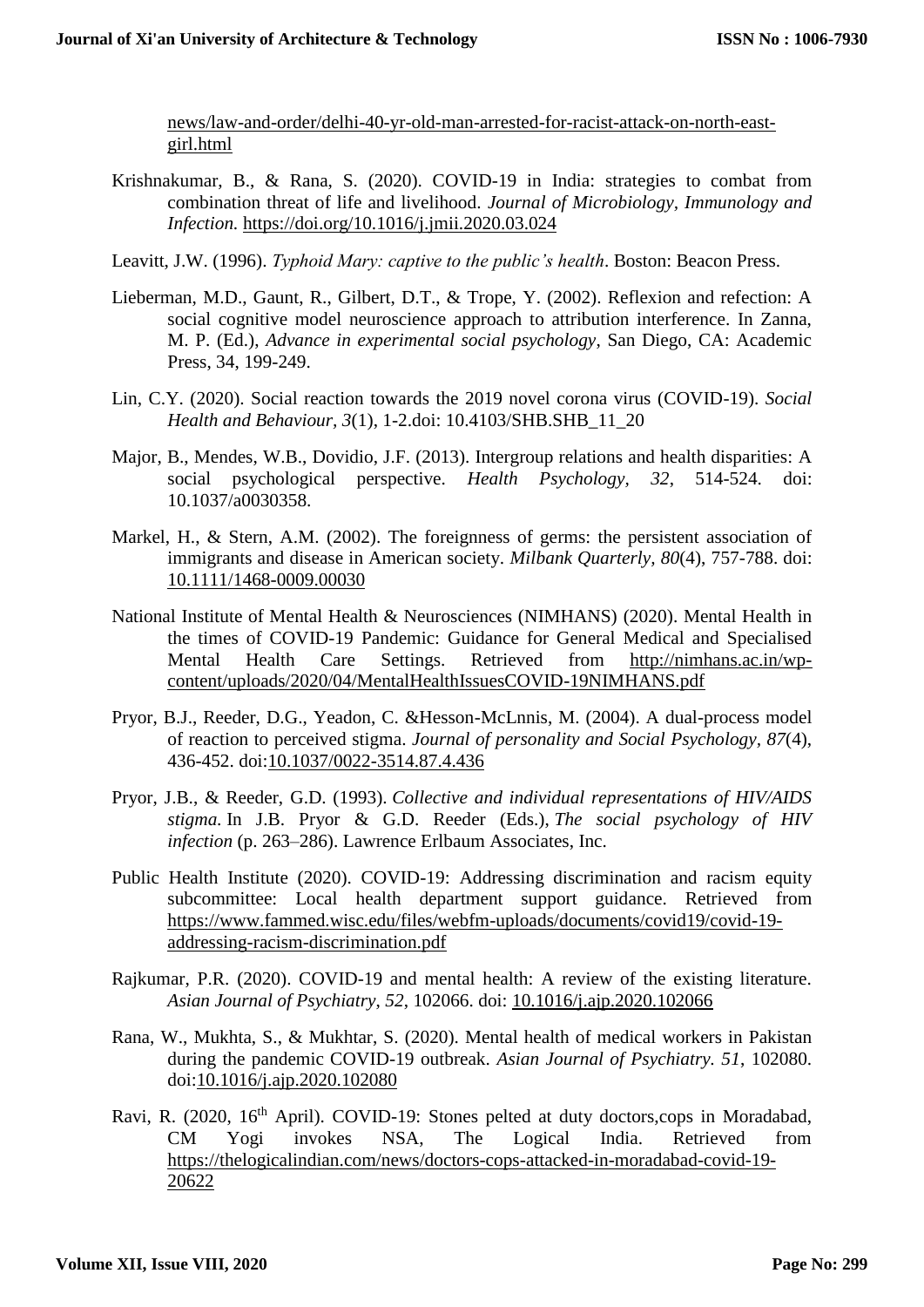news/law-and-order/delhi-40-yr-old-man-arrested-for-racist-attack-on-north-east-girl.html

Krishnakumar, B., & Rana, S. (2020). COVID-19 in India: strategies to combat from combination threat of life and livelihood. *Journal of Microbiology, Immunology and Infection.* https://doi.org/10.1016/j.jmii.2020.03.024

Leavitt, J.W. (1996). *Typhoid Mary: captive to the public's health*. Boston: Beacon Press.

Lieberman, M.D., Gaunt, R., Gilbert, D.T., & Trope, Y. (2002). Reflexion and refection: A social cognitive model neuroscience approach to attribution interference. In Zanna, M. P. (Ed.), *Advance in experimental social psychology*, San Diego, CA: Academic Press, 34, 199-249.

Lin, C.Y. (2020). Social reaction towards the 2019 novel corona virus (COVID-19). *Social Health and Behaviour, 3*(1), 1-2.doi: 10.4103/SHB.SHB_11_20

Major, B., Mendes, W.B., Dovidio, J.F. (2013). Intergroup relations and health disparities: A social psychological perspective. *Health Psychology, 32*, 514-524. doi: 10.1037/a0030358.

Markel, H., & Stern, A.M. (2002). The foreignness of germs: the persistent association of immigrants and disease in American society. *Milbank Quarterly, 80*(4), 757-788. doi: 10.1111/1468-0009.00030

National Institute of Mental Health & Neurosciences (NIMHANS) (2020). Mental Health in the times of COVID-19 Pandemic: Guidance for General Medical and Specialised Mental Health Care Settings. Retrieved from http://nimhans.ac.in/wp-content/uploads/2020/04/MentalHealthIssuesCOVID-19NIMHANS.pdf

Pryor, B.J., Reeder, D.G., Yeadon, C. &Hesson-McLnnis, M. (2004). A dual-process model of reaction to perceived stigma. *Journal of personality and Social Psychology, 87*(4), 436-452. doi:10.1037/0022-3514.87.4.436

Pryor, J.B., & Reeder, G.D. (1993). *Collective and individual representations of HIV/AIDS stigma.* In J.B. Pryor & G.D. Reeder (Eds.), *The social psychology of HIV infection* (p. 263–286). Lawrence Erlbaum Associates, Inc.

Public Health Institute (2020). COVID-19: Addressing discrimination and racism equity subcommittee: Local health department support guidance. Retrieved from https://www.fammed.wisc.edu/files/webfm-uploads/documents/covid19/covid-19-addressing-racism-discrimination.pdf

Rajkumar, P.R. (2020). COVID-19 and mental health: A review of the existing literature. *Asian Journal of Psychiatry, 52*, 102066. doi: 10.1016/j.ajp.2020.102066

Rana, W., Mukhta, S., & Mukhtar, S. (2020). Mental health of medical workers in Pakistan during the pandemic COVID-19 outbreak. *Asian Journal of Psychiatry. 51*, 102080. doi:10.1016/j.ajp.2020.102080

Ravi, R. (2020, 16th April). COVID-19: Stones pelted at duty doctors,cops in Moradabad, CM Yogi invokes NSA, The Logical India. Retrieved from https://thelogicalindian.com/news/doctors-cops-attacked-in-moradabad-covid-19-20622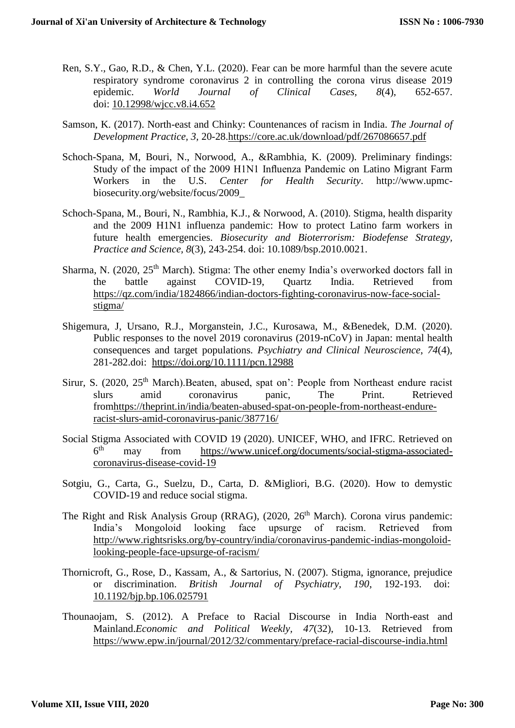Ren, S.Y., Gao, R.D., & Chen, Y.L. (2020). Fear can be more harmful than the severe acute respiratory syndrome coronavirus 2 in controlling the corona virus disease 2019 epidemic. *World Journal of Clinical Cases, 8*(4), 652-657. doi: 10.12998/wjcc.v8.i4.652

Samson, K. (2017). North-east and Chinky: Countenances of racism in India. *The Journal of Development Practice, 3,* 20-28.https://core.ac.uk/download/pdf/267086657.pdf

Schoch-Spana, M, Bouri, N., Norwood, A., &Rambhia, K. (2009). Preliminary findings: Study of the impact of the 2009 H1N1 Influenza Pandemic on Latino Migrant Farm Workers in the U.S. *Center for Health Security*. http://www.upmc-biosecurity.org/website/focus/2009_

Schoch-Spana, M., Bouri, N., Rambhia, K.J., & Norwood, A. (2010). Stigma, health disparity and the 2009 H1N1 influenza pandemic: How to protect Latino farm workers in future health emergencies. *Biosecurity and Bioterrorism: Biodefense Strategy, Practice and Science, 8*(3), 243-254. doi: 10.1089/bsp.2010.0021.

Sharma, N. (2020, 25th March). Stigma: The other enemy India's overworked doctors fall in the battle against COVID-19, Quartz India. Retrieved from https://qz.com/india/1824866/indian-doctors-fighting-coronavirus-now-face-social-stigma/

Shigemura, J, Ursano, R.J., Morganstein, J.C., Kurosawa, M., &Benedek, D.M. (2020). Public responses to the novel 2019 coronavirus (2019-nCoV) in Japan: mental health consequences and target populations. *Psychiatry and Clinical Neuroscience, 74*(4), 281-282.doi: https://doi.org/10.1111/pcn.12988

Sirur, S. (2020, 25th March).Beaten, abused, spat on': People from Northeast endure racist slurs amid coronavirus panic, The Print. Retrieved fromhttps://theprint.in/india/beaten-abused-spat-on-people-from-northeast-endure-racist-slurs-amid-coronavirus-panic/387716/

Social Stigma Associated with COVID 19 (2020). UNICEF, WHO, and IFRC. Retrieved on 6th may from https://www.unicef.org/documents/social-stigma-associated-coronavirus-disease-covid-19

Sotgiu, G., Carta, G., Suelzu, D., Carta, D. &Migliori, B.G. (2020). How to demystic COVID-19 and reduce social stigma.

The Right and Risk Analysis Group (RRAG), (2020, 26th March). Corona virus pandemic: India's Mongoloid looking face upsurge of racism. Retrieved from http://www.rightsrisks.org/by-country/india/coronavirus-pandemic-indias-mongoloid-looking-people-face-upsurge-of-racism/

Thornicroft, G., Rose, D., Kassam, A., & Sartorius, N. (2007). Stigma, ignorance, prejudice or discrimination. *British Journal of Psychiatry, 190*, 192-193. doi: 10.1192/bjp.bp.106.025791

Thounaojam, S. (2012). A Preface to Racial Discourse in India North-east and Mainland.*Economic and Political Weekly, 47*(32), 10-13. Retrieved from https://www.epw.in/journal/2012/32/commentary/preface-racial-discourse-india.html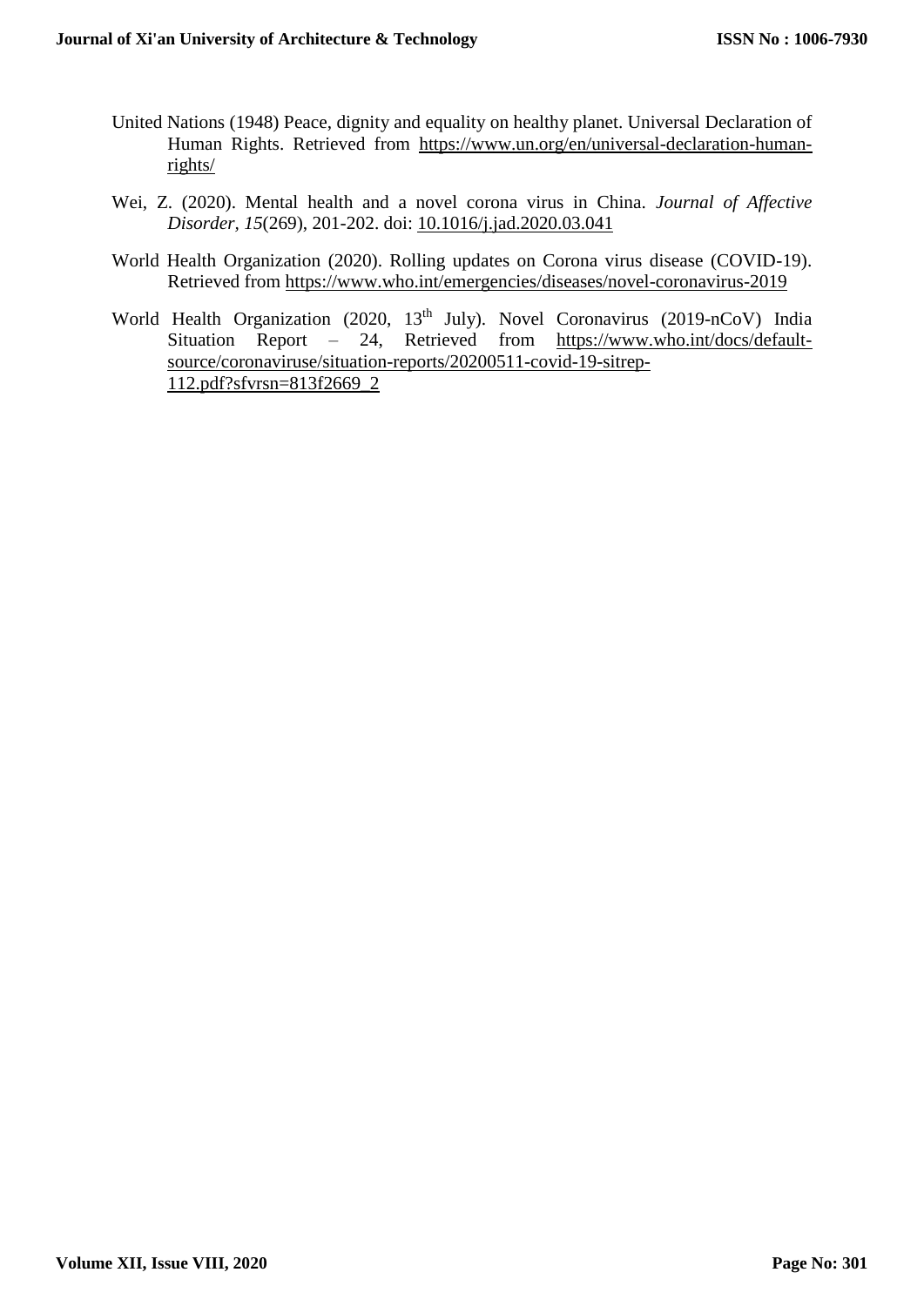United Nations (1948) Peace, dignity and equality on healthy planet. Universal Declaration of Human Rights. Retrieved from https://www.un.org/en/universal-declaration-human-rights/

Wei, Z. (2020). Mental health and a novel corona virus in China. *Journal of Affective Disorder, 15*(269), 201-202. doi: 10.1016/j.jad.2020.03.041

World Health Organization (2020). Rolling updates on Corona virus disease (COVID-19). Retrieved from https://www.who.int/emergencies/diseases/novel-coronavirus-2019

World Health Organization (2020, 13th July). Novel Coronavirus (2019-nCoV) India Situation Report – 24, Retrieved from https://www.who.int/docs/default-source/coronaviruse/situation-reports/20200511-covid-19-sitrep-112.pdf?sfvrsn=813f2669_2